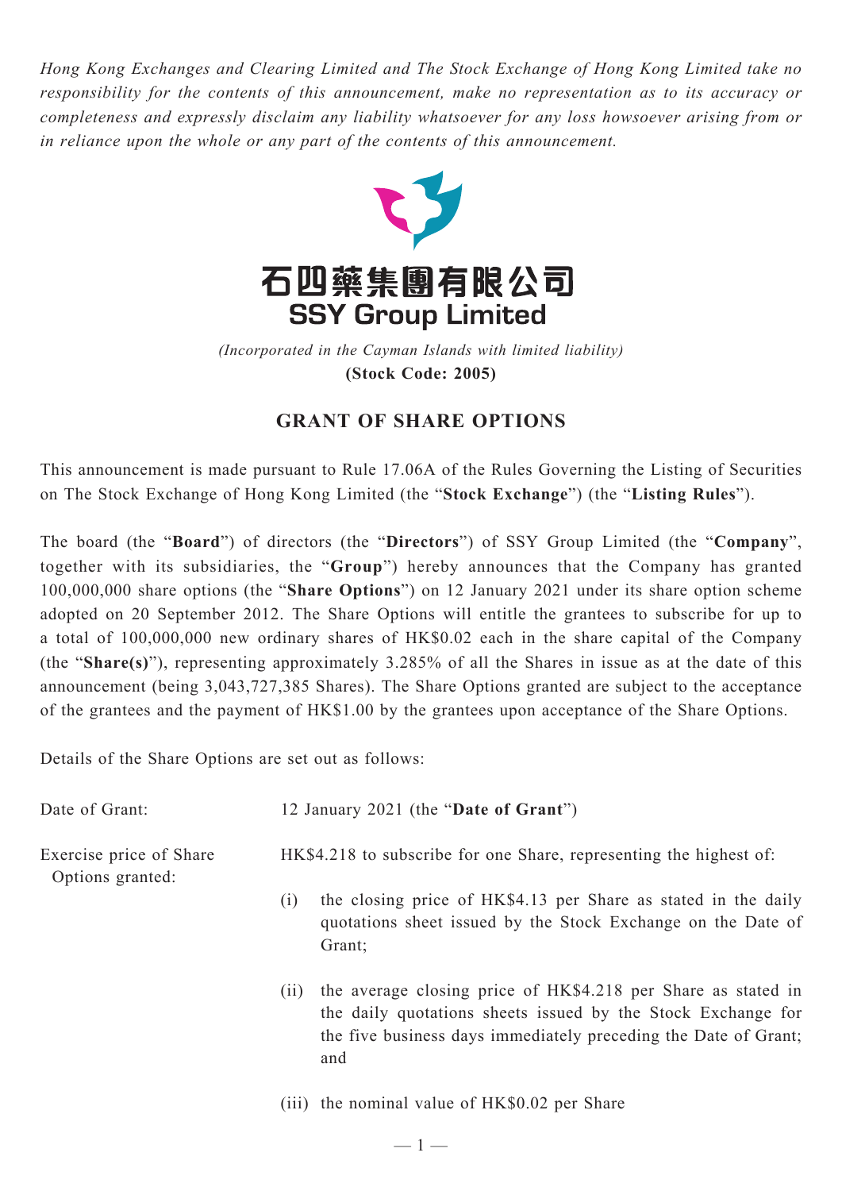*Hong Kong Exchanges and Clearing Limited and The Stock Exchange of Hong Kong Limited take no responsibility for the contents of this announcement, make no representation as to its accuracy or completeness and expressly disclaim any liability whatsoever for any loss howsoever arising from or in reliance upon the whole or any part of the contents of this announcement.*

# 石四藥集團有限公司
# SSY Group Limited

*(Incorporated in the Cayman Islands with limited liability)*

**(Stock Code: 2005)**

## GRANT OF SHARE OPTIONS

This announcement is made pursuant to Rule 17.06A of the Rules Governing the Listing of Securities on The Stock Exchange of Hong Kong Limited (the "**Stock Exchange**") (the "**Listing Rules**").

The board (the "**Board**") of directors (the "**Directors**") of SSY Group Limited (the "**Company**", together with its subsidiaries, the "**Group**") hereby announces that the Company has granted 100,000,000 share options (the "**Share Options**") on 12 January 2021 under its share option scheme adopted on 20 September 2012. The Share Options will entitle the grantees to subscribe for up to a total of 100,000,000 new ordinary shares of HK$0.02 each in the share capital of the Company (the "**Share(s)**"), representing approximately 3.285% of all the Shares in issue as at the date of this announcement (being 3,043,727,385 Shares). The Share Options granted are subject to the acceptance of the grantees and the payment of HK$1.00 by the grantees upon acceptance of the Share Options.

Details of the Share Options are set out as follows:

Date of Grant: 12 January 2021 (the "**Date of Grant**")

Exercise price of Share Options granted: HK$4.218 to subscribe for one Share, representing the highest of:

(i) the closing price of HK$4.13 per Share as stated in the daily quotations sheet issued by the Stock Exchange on the Date of Grant;

(ii) the average closing price of HK$4.218 per Share as stated in the daily quotations sheets issued by the Stock Exchange for the five business days immediately preceding the Date of Grant; and

(iii) the nominal value of HK$0.02 per Share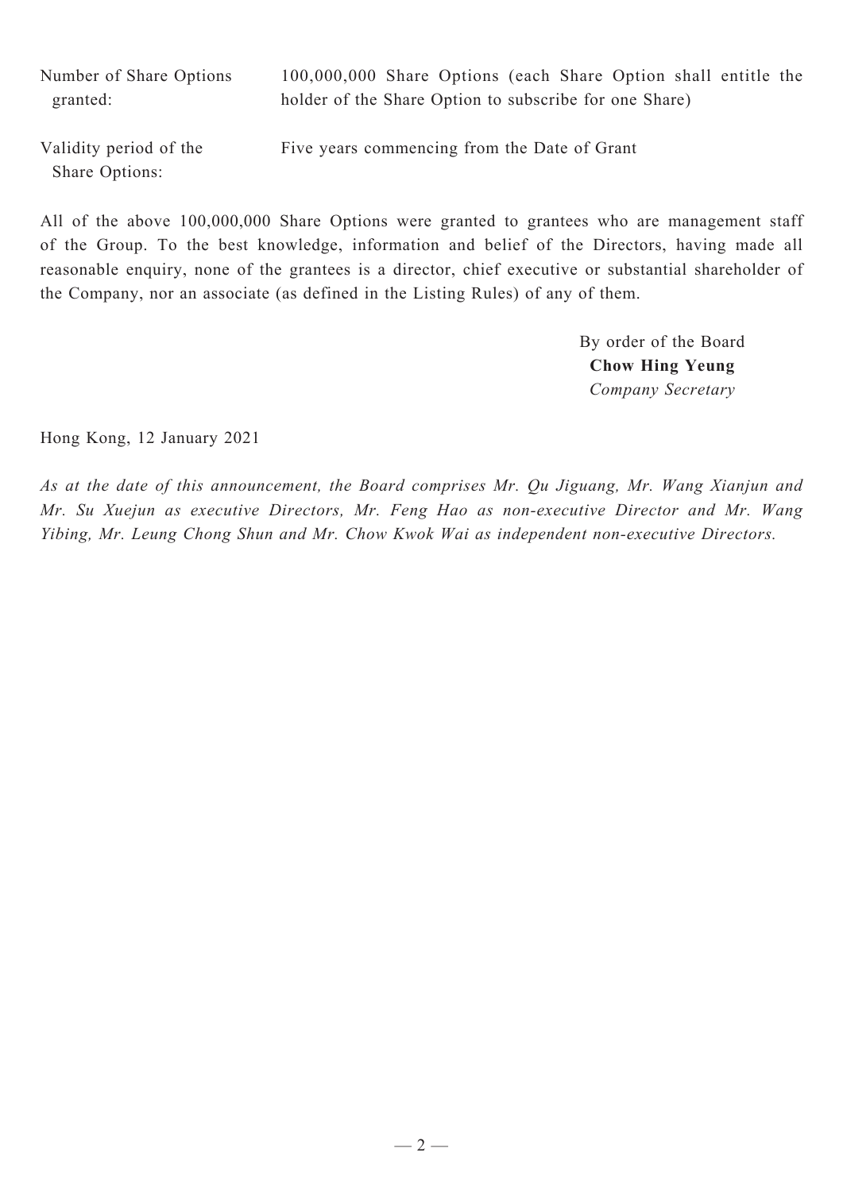| | |
|---|---|
| Number of Share Options granted: | 100,000,000 Share Options (each Share Option shall entitle the holder of the Share Option to subscribe for one Share) |
| Validity period of the Share Options: | Five years commencing from the Date of Grant |

All of the above 100,000,000 Share Options were granted to grantees who are management staff of the Group. To the best knowledge, information and belief of the Directors, having made all reasonable enquiry, none of the grantees is a director, chief executive or substantial shareholder of the Company, nor an associate (as defined in the Listing Rules) of any of them.

By order of the Board
**Chow Hing Yeung**
*Company Secretary*

Hong Kong, 12 January 2021

*As at the date of this announcement, the Board comprises Mr. Qu Jiguang, Mr. Wang Xianjun and Mr. Su Xuejun as executive Directors, Mr. Feng Hao as non-executive Director and Mr. Wang Yibing, Mr. Leung Chong Shun and Mr. Chow Kwok Wai as independent non-executive Directors.*